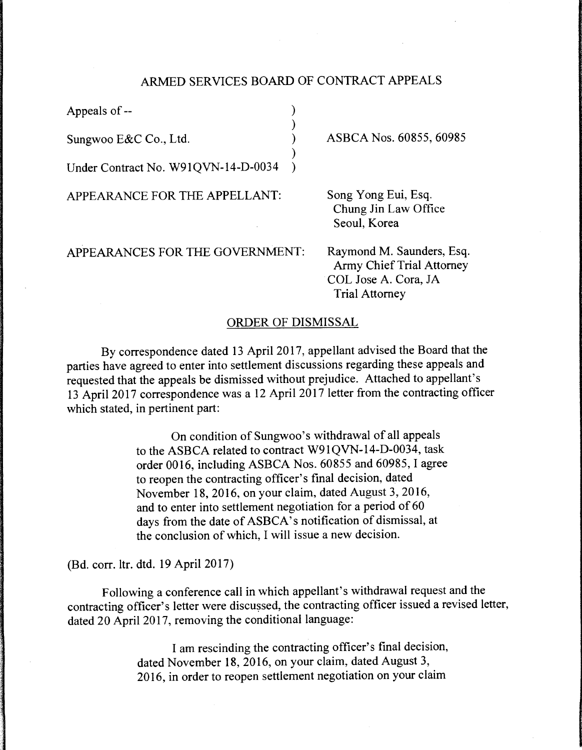## ARMED SERVICES BOARD OF CONTRACT APPEALS

| | | |
|---|---|---|
| Appeals of -- | ) | |
| | ) | |
| Sungwoo E&C Co., Ltd. | ) | ASBCA Nos. 60855, 60985 |
| | ) | |
| Under Contract No. W91QVN-14-D-0034 | ) | |

APPEARANCE FOR THE APPELLANT: Song Yong Eui, Esq.
Chung Jin Law Office
Seoul, Korea

APPEARANCES FOR THE GOVERNMENT: Raymond M. Saunders, Esq.
Army Chief Trial Attorney
COL Jose A. Cora, JA
Trial Attorney

### ORDER OF DISMISSAL

By correspondence dated 13 April 2017, appellant advised the Board that the parties have agreed to enter into settlement discussions regarding these appeals and requested that the appeals be dismissed without prejudice. Attached to appellant's 13 April 2017 correspondence was a 12 April 2017 letter from the contracting officer which stated, in pertinent part:

> On condition of Sungwoo's withdrawal of all appeals to the ASBCA related to contract W91QVN-14-D-0034, task order 0016, including ASBCA Nos. 60855 and 60985, I agree to reopen the contracting officer's final decision, dated November 18, 2016, on your claim, dated August 3, 2016, and to enter into settlement negotiation for a period of 60 days from the date of ASBCA's notification of dismissal, at the conclusion of which, I will issue a new decision.

(Bd. corr. ltr. dtd. 19 April 2017)

Following a conference call in which appellant's withdrawal request and the contracting officer's letter were discussed, the contracting officer issued a revised letter, dated 20 April 2017, removing the conditional language:

> I am rescinding the contracting officer's final decision, dated November 18, 2016, on your claim, dated August 3, 2016, in order to reopen settlement negotiation on your claim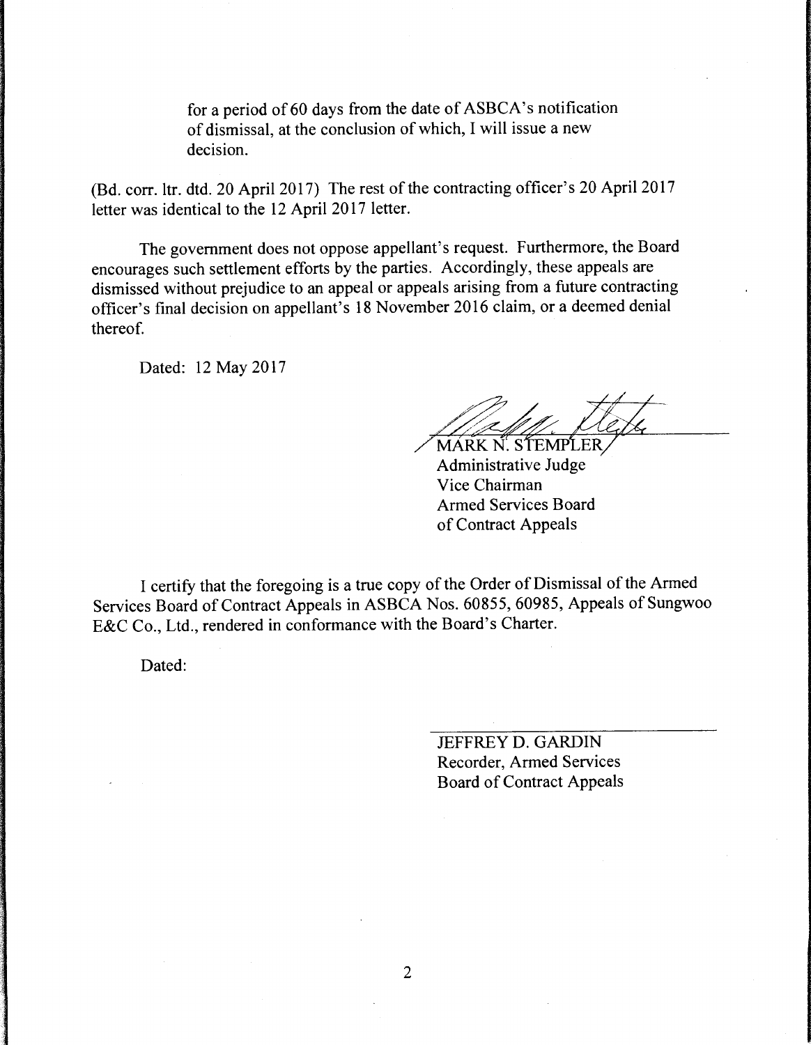for a period of 60 days from the date of ASBCA's notification of dismissal, at the conclusion of which, I will issue a new decision.

(Bd. corr. ltr. dtd. 20 April 2017) The rest of the contracting officer's 20 April 2017 letter was identical to the 12 April 2017 letter.

The government does not oppose appellant's request. Furthermore, the Board encourages such settlement efforts by the parties. Accordingly, these appeals are dismissed without prejudice to an appeal or appeals arising from a future contracting officer's final decision on appellant's 18 November 2016 claim, or a deemed denial thereof.

Dated: 12 May 2017

MARK N. STEMPLER
Administrative Judge
Vice Chairman
Armed Services Board
of Contract Appeals

I certify that the foregoing is a true copy of the Order of Dismissal of the Armed Services Board of Contract Appeals in ASBCA Nos. 60855, 60985, Appeals of Sungwoo E&C Co., Ltd., rendered in conformance with the Board's Charter.

Dated:

JEFFREY D. GARDIN
Recorder, Armed Services
Board of Contract Appeals